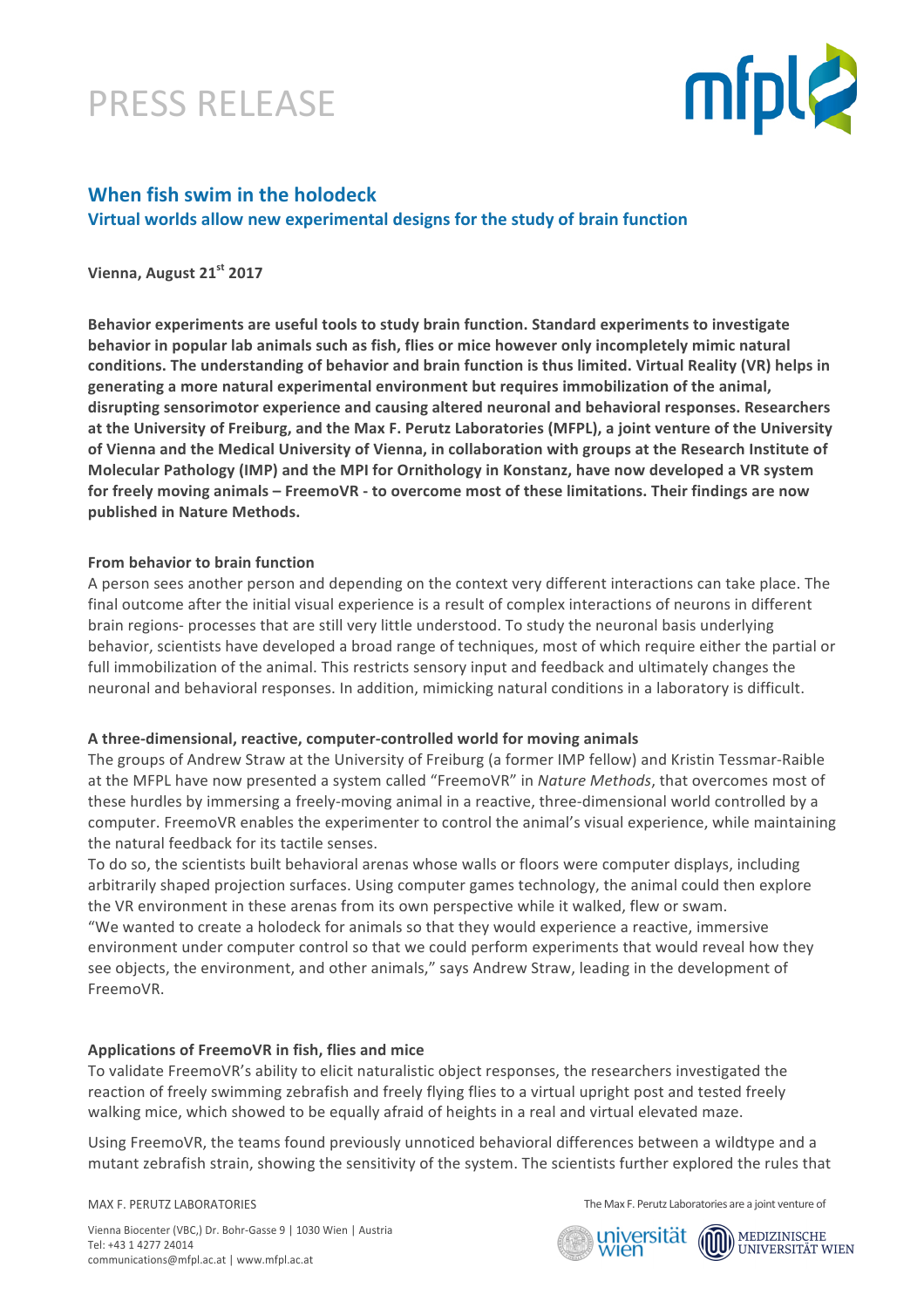# PRESS RELEASE

## When fish swim in the holodeck

### Virtual worlds allow new experimental designs for the study of brain function

**Vienna, August 21st 2017**

**Behavior experiments are useful tools to study brain function. Standard experiments to investigate behavior in popular lab animals such as fish, flies or mice however only incompletely mimic natural conditions. The understanding of behavior and brain function is thus limited. Virtual Reality (VR) helps in generating a more natural experimental environment but requires immobilization of the animal, disrupting sensorimotor experience and causing altered neuronal and behavioral responses. Researchers at the University of Freiburg, and the Max F. Perutz Laboratories (MFPL), a joint venture of the University of Vienna and the Medical University of Vienna, in collaboration with groups at the Research Institute of Molecular Pathology (IMP) and the MPI for Ornithology in Konstanz, have now developed a VR system for freely moving animals – FreemoVR - to overcome most of these limitations. Their findings are now published in Nature Methods.**

**From behavior to brain function**

A person sees another person and depending on the context very different interactions can take place. The final outcome after the initial visual experience is a result of complex interactions of neurons in different brain regions- processes that are still very little understood. To study the neuronal basis underlying behavior, scientists have developed a broad range of techniques, most of which require either the partial or full immobilization of the animal. This restricts sensory input and feedback and ultimately changes the neuronal and behavioral responses. In addition, mimicking natural conditions in a laboratory is difficult.

**A three-dimensional, reactive, computer-controlled world for moving animals**

The groups of Andrew Straw at the University of Freiburg (a former IMP fellow) and Kristin Tessmar-Raible at the MFPL have now presented a system called "FreemoVR" in *Nature Methods*, that overcomes most of these hurdles by immersing a freely-moving animal in a reactive, three-dimensional world controlled by a computer. FreemoVR enables the experimenter to control the animal's visual experience, while maintaining the natural feedback for its tactile senses.

To do so, the scientists built behavioral arenas whose walls or floors were computer displays, including arbitrarily shaped projection surfaces. Using computer games technology, the animal could then explore the VR environment in these arenas from its own perspective while it walked, flew or swam.

"We wanted to create a holodeck for animals so that they would experience a reactive, immersive environment under computer control so that we could perform experiments that would reveal how they see objects, the environment, and other animals," says Andrew Straw, leading in the development of FreemoVR.

**Applications of FreemoVR in fish, flies and mice**

To validate FreemoVR's ability to elicit naturalistic object responses, the researchers investigated the reaction of freely swimming zebrafish and freely flying flies to a virtual upright post and tested freely walking mice, which showed to be equally afraid of heights in a real and virtual elevated maze.

Using FreemoVR, the teams found previously unnoticed behavioral differences between a wildtype and a mutant zebrafish strain, showing the sensitivity of the system. The scientists further explored the rules that

MAX F. PERUTZ LABORATORIES

Vienna Biocenter (VBC,) Dr. Bohr-Gasse 9 | 1030 Wien | Austria
Tel: +43 1 4277 24014
communications@mfpl.ac.at | www.mfpl.ac.at

The Max F. Perutz Laboratories are a joint venture of universität wien and MEDIZINISCHE UNIVERSITÄT WIEN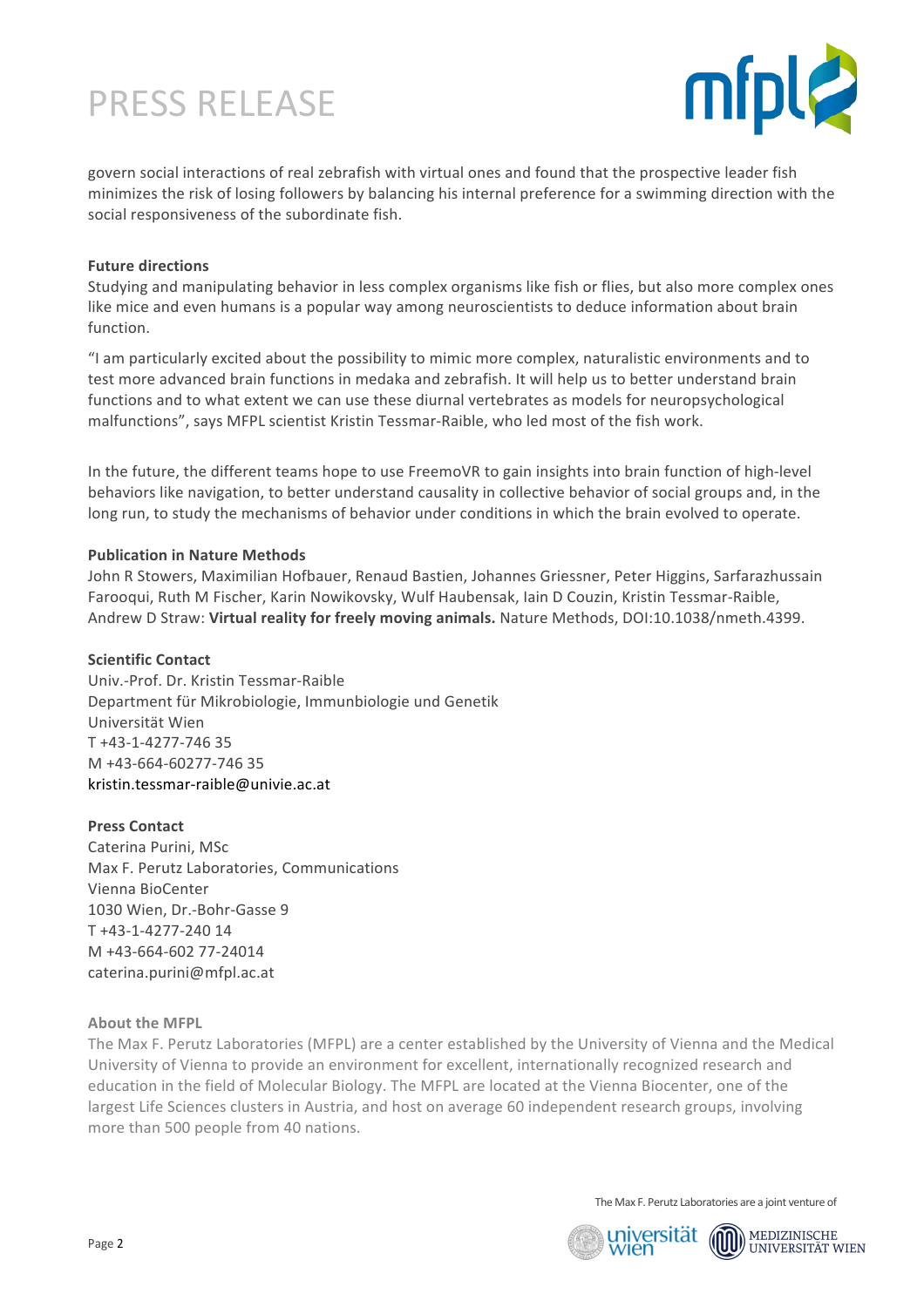govern social interactions of real zebrafish with virtual ones and found that the prospective leader fish minimizes the risk of losing followers by balancing his internal preference for a swimming direction with the social responsiveness of the subordinate fish.

**Future directions**

Studying and manipulating behavior in less complex organisms like fish or flies, but also more complex ones like mice and even humans is a popular way among neuroscientists to deduce information about brain function.

"I am particularly excited about the possibility to mimic more complex, naturalistic environments and to test more advanced brain functions in medaka and zebrafish. It will help us to better understand brain functions and to what extent we can use these diurnal vertebrates as models for neuropsychological malfunctions", says MFPL scientist Kristin Tessmar-Raible, who led most of the fish work.

In the future, the different teams hope to use FreemoVR to gain insights into brain function of high-level behaviors like navigation, to better understand causality in collective behavior of social groups and, in the long run, to study the mechanisms of behavior under conditions in which the brain evolved to operate.

**Publication in Nature Methods**

John R Stowers, Maximilian Hofbauer, Renaud Bastien, Johannes Griessner, Peter Higgins, Sarfarazhussain Farooqui, Ruth M Fischer, Karin Nowikovsky, Wulf Haubensak, Iain D Couzin, Kristin Tessmar-Raible, Andrew D Straw: **Virtual reality for freely moving animals.** Nature Methods, DOI:10.1038/nmeth.4399.

**Scientific Contact**

Univ.-Prof. Dr. Kristin Tessmar-Raible
Department für Mikrobiologie, Immunbiologie und Genetik
Universität Wien
T +43-1-4277-746 35
M +43-664-60277-746 35
kristin.tessmar-raible@univie.ac.at

**Press Contact**

Caterina Purini, MSc
Max F. Perutz Laboratories, Communications
Vienna BioCenter
1030 Wien, Dr.-Bohr-Gasse 9
T +43-1-4277-240 14
M +43-664-602 77-24014
caterina.purini@mfpl.ac.at

**About the MFPL**

The Max F. Perutz Laboratories (MFPL) are a center established by the University of Vienna and the Medical University of Vienna to provide an environment for excellent, internationally recognized research and education in the field of Molecular Biology. The MFPL are located at the Vienna Biocenter, one of the largest Life Sciences clusters in Austria, and host on average 60 independent research groups, involving more than 500 people from 40 nations.

The Max F. Perutz Laboratories are a joint venture of